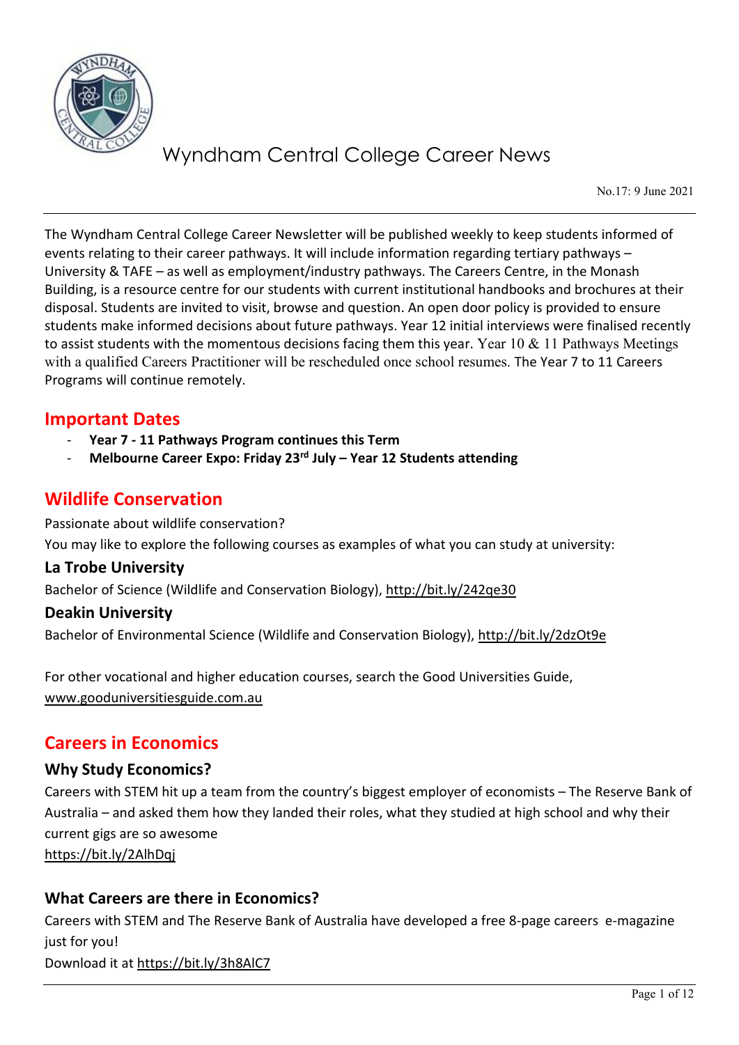# Wyndham Central College Career News

No.17: 9 June 2021

The Wyndham Central College Career Newsletter will be published weekly to keep students informed of events relating to their career pathways. It will include information regarding tertiary pathways – University & TAFE – as well as employment/industry pathways. The Careers Centre, in the Monash Building, is a resource centre for our students with current institutional handbooks and brochures at their disposal. Students are invited to visit, browse and question. An open door policy is provided to ensure students make informed decisions about future pathways. Year 12 initial interviews were finalised recently to assist students with the momentous decisions facing them this year. Year 10 & 11 Pathways Meetings with a qualified Careers Practitioner will be rescheduled once school resumes. The Year 7 to 11 Careers Programs will continue remotely.

## Important Dates

- **Year 7 - 11 Pathways Program continues this Term**
- **Melbourne Career Expo: Friday 23rd July – Year 12 Students attending**

## Wildlife Conservation

Passionate about wildlife conservation?

You may like to explore the following courses as examples of what you can study at university:

### La Trobe University

Bachelor of Science (Wildlife and Conservation Biology), http://bit.ly/242qe30

### Deakin University

Bachelor of Environmental Science (Wildlife and Conservation Biology), http://bit.ly/2dzOt9e

For other vocational and higher education courses, search the Good Universities Guide, www.gooduniversitiesguide.com.au

## Careers in Economics

### Why Study Economics?

Careers with STEM hit up a team from the country's biggest employer of economists – The Reserve Bank of Australia – and asked them how they landed their roles, what they studied at high school and why their current gigs are so awesome

https://bit.ly/2AlhDqj

### What Careers are there in Economics?

Careers with STEM and The Reserve Bank of Australia have developed a free 8-page careers e-magazine just for you!

Download it at https://bit.ly/3h8AlC7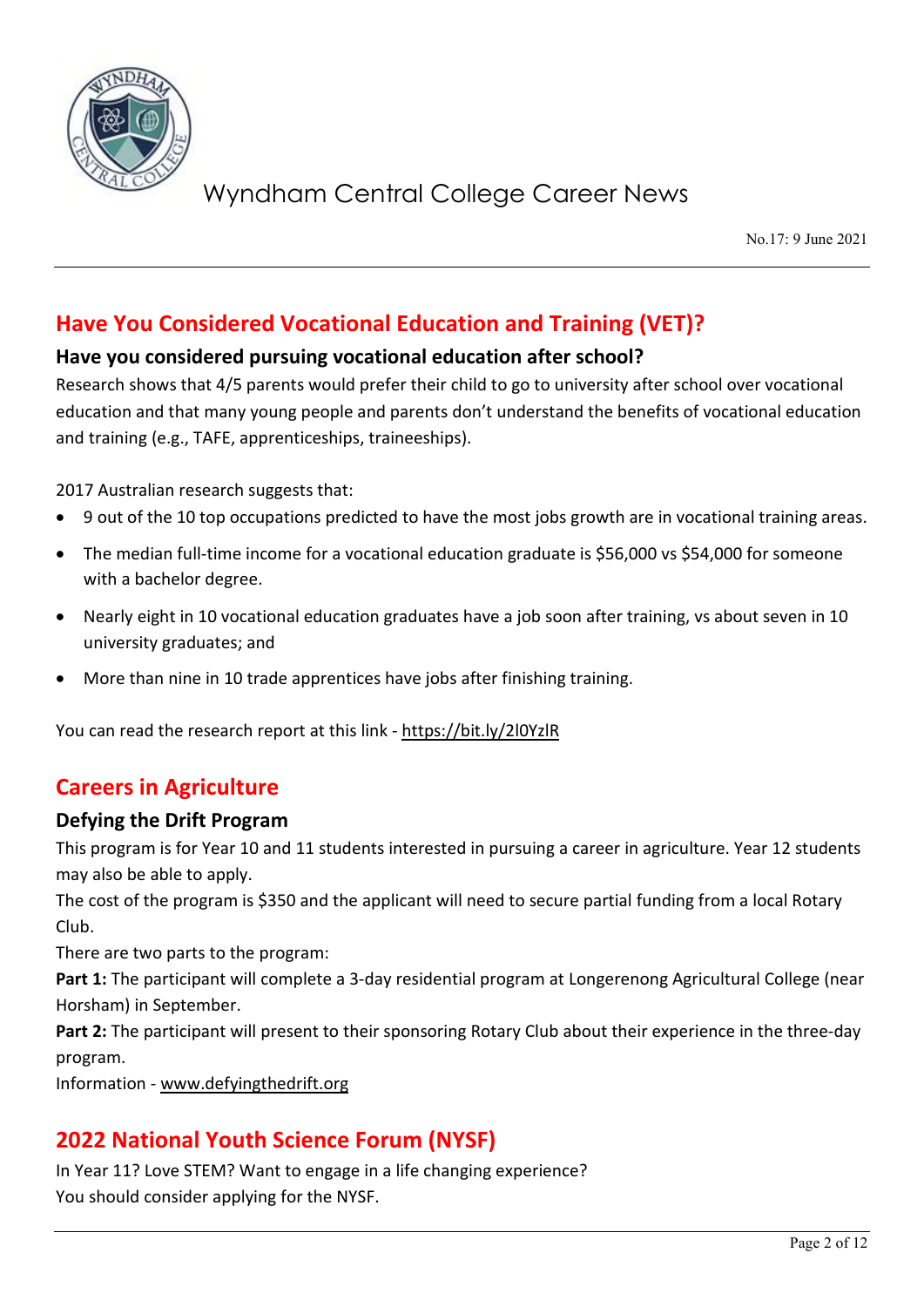## Have You Considered Vocational Education and Training (VET)?

### Have you considered pursuing vocational education after school?

Research shows that 4/5 parents would prefer their child to go to university after school over vocational education and that many young people and parents don't understand the benefits of vocational education and training (e.g., TAFE, apprenticeships, traineeships).

2017 Australian research suggests that:

- 9 out of the 10 top occupations predicted to have the most jobs growth are in vocational training areas.
- The median full-time income for a vocational education graduate is $56,000 vs $54,000 for someone with a bachelor degree.
- Nearly eight in 10 vocational education graduates have a job soon after training, vs about seven in 10 university graduates; and
- More than nine in 10 trade apprentices have jobs after finishing training.

You can read the research report at this link - https://bit.ly/2l0YzlR

## Careers in Agriculture

### Defying the Drift Program

This program is for Year 10 and 11 students interested in pursuing a career in agriculture. Year 12 students may also be able to apply.

The cost of the program is $350 and the applicant will need to secure partial funding from a local Rotary Club.

There are two parts to the program:

**Part 1:** The participant will complete a 3-day residential program at Longerenong Agricultural College (near Horsham) in September.

**Part 2:** The participant will present to their sponsoring Rotary Club about their experience in the three-day program.

Information - www.defyingthedrift.org

## 2022 National Youth Science Forum (NYSF)

In Year 11? Love STEM? Want to engage in a life changing experience?
You should consider applying for the NYSF.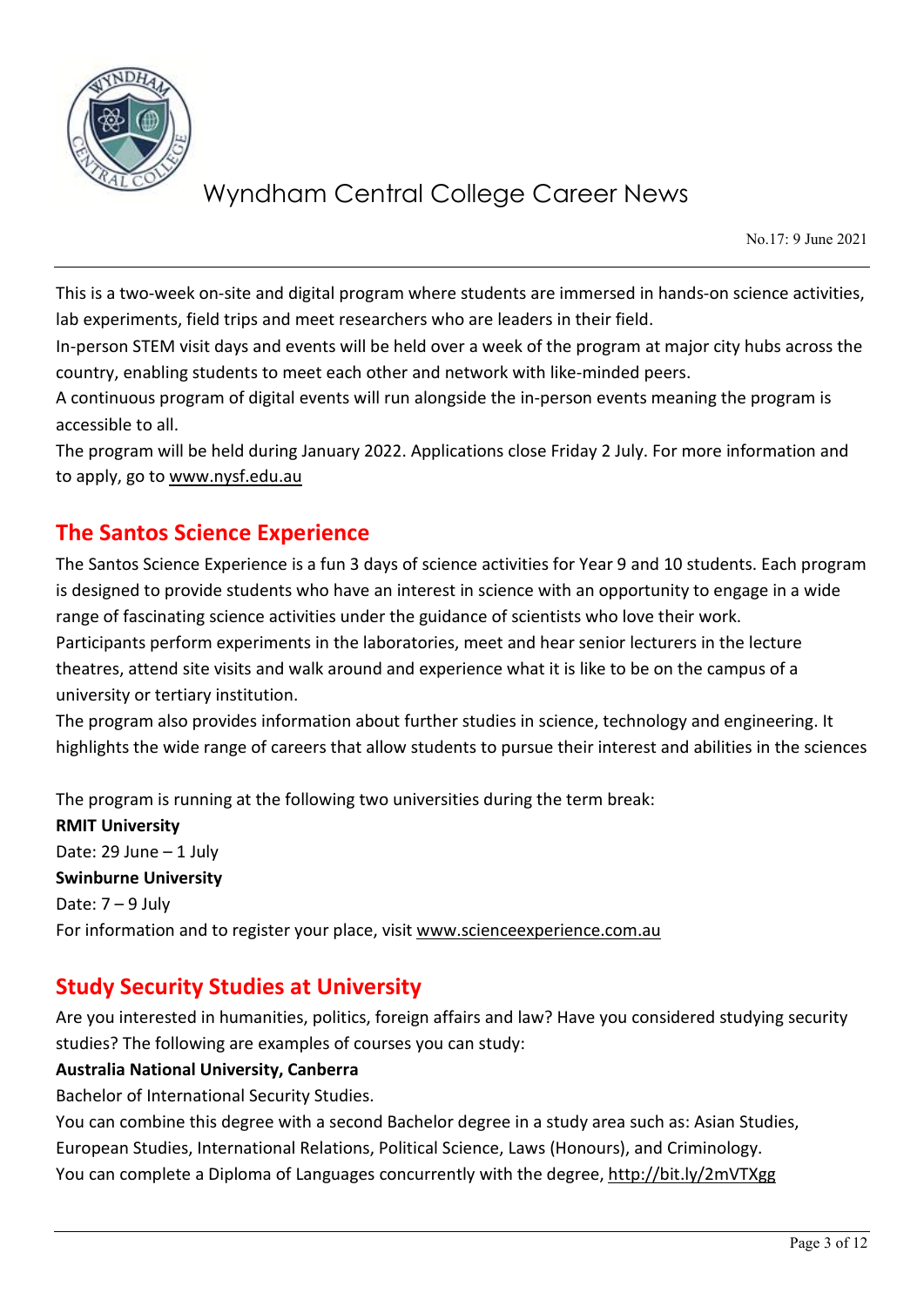This is a two-week on-site and digital program where students are immersed in hands-on science activities, lab experiments, field trips and meet researchers who are leaders in their field.
In-person STEM visit days and events will be held over a week of the program at major city hubs across the country, enabling students to meet each other and network with like-minded peers.
A continuous program of digital events will run alongside the in-person events meaning the program is accessible to all.
The program will be held during January 2022. Applications close Friday 2 July. For more information and to apply, go to www.nysf.edu.au

## The Santos Science Experience

The Santos Science Experience is a fun 3 days of science activities for Year 9 and 10 students. Each program is designed to provide students who have an interest in science with an opportunity to engage in a wide range of fascinating science activities under the guidance of scientists who love their work.
Participants perform experiments in the laboratories, meet and hear senior lecturers in the lecture theatres, attend site visits and walk around and experience what it is like to be on the campus of a university or tertiary institution.
The program also provides information about further studies in science, technology and engineering. It highlights the wide range of careers that allow students to pursue their interest and abilities in the sciences

The program is running at the following two universities during the term break:

**RMIT University**
Date: 29 June – 1 July
**Swinburne University**
Date: 7 – 9 July
For information and to register your place, visit www.scienceexperience.com.au

## Study Security Studies at University

Are you interested in humanities, politics, foreign affairs and law? Have you considered studying security studies? The following are examples of courses you can study:

**Australia National University, Canberra**
Bachelor of International Security Studies.
You can combine this degree with a second Bachelor degree in a study area such as: Asian Studies, European Studies, International Relations, Political Science, Laws (Honours), and Criminology.
You can complete a Diploma of Languages concurrently with the degree, http://bit.ly/2mVTXgg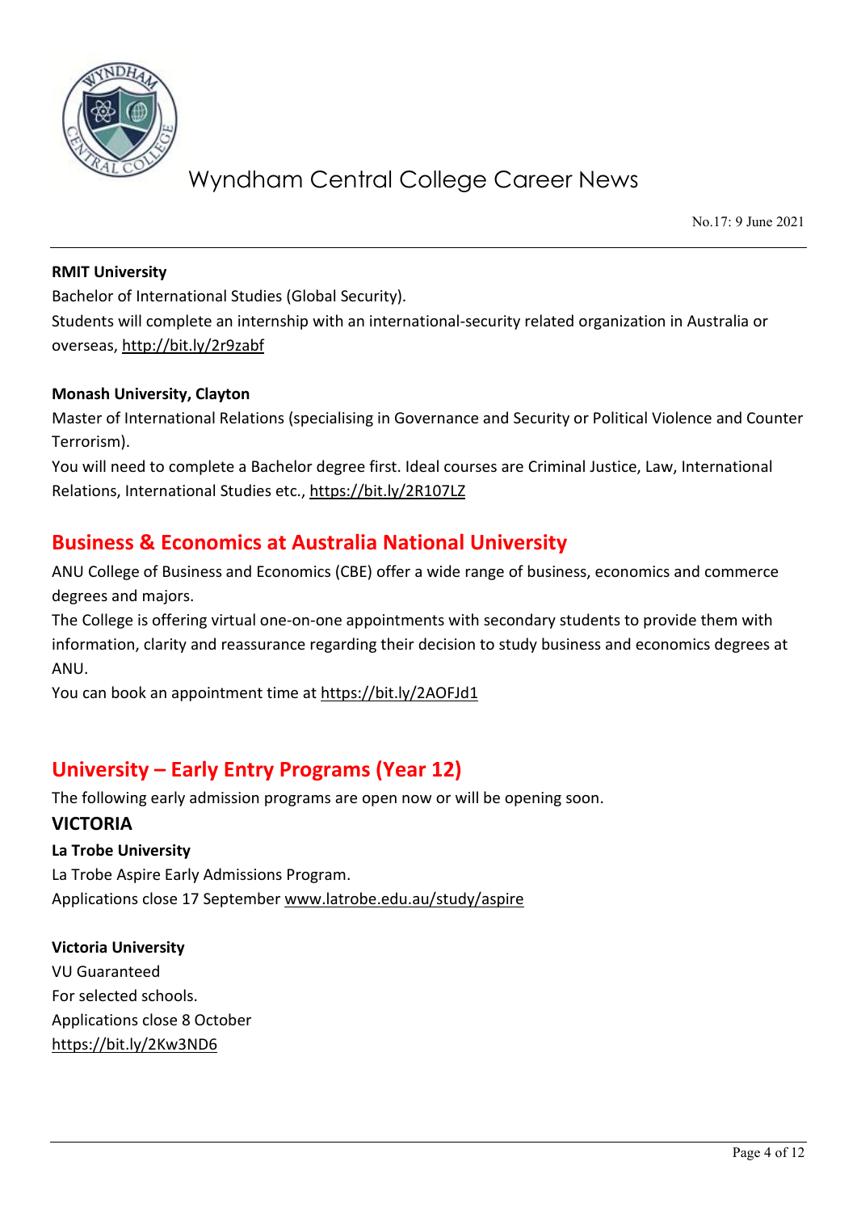**RMIT University**

Bachelor of International Studies (Global Security).

Students will complete an internship with an international-security related organization in Australia or overseas, http://bit.ly/2r9zabf

**Monash University, Clayton**

Master of International Relations (specialising in Governance and Security or Political Violence and Counter Terrorism).

You will need to complete a Bachelor degree first. Ideal courses are Criminal Justice, Law, International Relations, International Studies etc., https://bit.ly/2R107LZ

## Business & Economics at Australia National University

ANU College of Business and Economics (CBE) offer a wide range of business, economics and commerce degrees and majors.

The College is offering virtual one-on-one appointments with secondary students to provide them with information, clarity and reassurance regarding their decision to study business and economics degrees at ANU.

You can book an appointment time at https://bit.ly/2AOFJd1

## University – Early Entry Programs (Year 12)

The following early admission programs are open now or will be opening soon.

### VICTORIA

**La Trobe University**

La Trobe Aspire Early Admissions Program.

Applications close 17 September www.latrobe.edu.au/study/aspire

**Victoria University**

VU Guaranteed

For selected schools.

Applications close 8 October

https://bit.ly/2Kw3ND6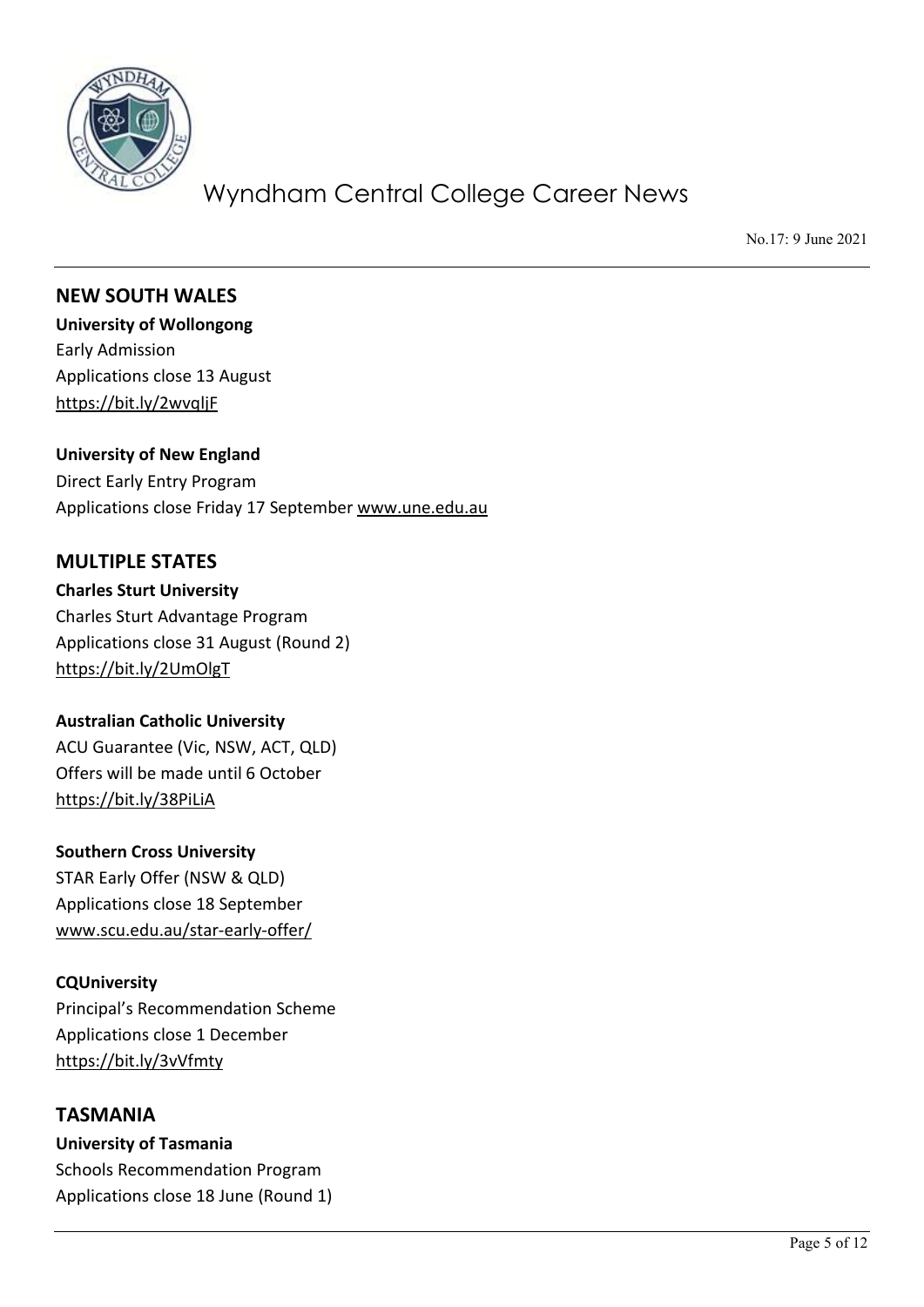## NEW SOUTH WALES

**University of Wollongong**
Early Admission
Applications close 13 August
https://bit.ly/2wvqljF

**University of New England**
Direct Early Entry Program
Applications close Friday 17 September www.une.edu.au

## MULTIPLE STATES

**Charles Sturt University**
Charles Sturt Advantage Program
Applications close 31 August (Round 2)
https://bit.ly/2UmOlgT

**Australian Catholic University**
ACU Guarantee (Vic, NSW, ACT, QLD)
Offers will be made until 6 October
https://bit.ly/38PiLiA

**Southern Cross University**
STAR Early Offer (NSW & QLD)
Applications close 18 September
www.scu.edu.au/star-early-offer/

**CQUniversity**
Principal's Recommendation Scheme
Applications close 1 December
https://bit.ly/3vVfmty

## TASMANIA

**University of Tasmania**
Schools Recommendation Program
Applications close 18 June (Round 1)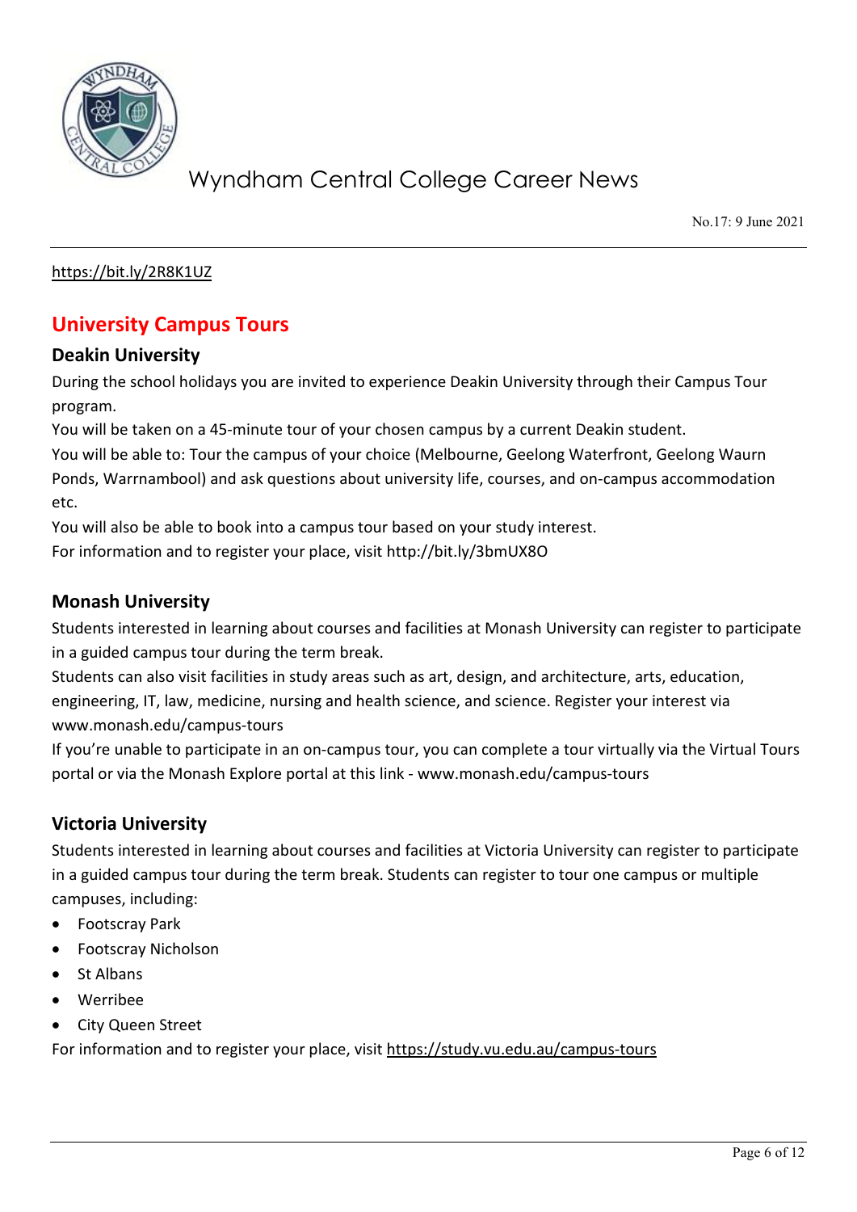https://bit.ly/2R8K1UZ

## University Campus Tours

### Deakin University

During the school holidays you are invited to experience Deakin University through their Campus Tour program.

You will be taken on a 45-minute tour of your chosen campus by a current Deakin student.

You will be able to: Tour the campus of your choice (Melbourne, Geelong Waterfront, Geelong Waurn Ponds, Warrnambool) and ask questions about university life, courses, and on-campus accommodation etc.

You will also be able to book into a campus tour based on your study interest.

For information and to register your place, visit http://bit.ly/3bmUX8O

### Monash University

Students interested in learning about courses and facilities at Monash University can register to participate in a guided campus tour during the term break.

Students can also visit facilities in study areas such as art, design, and architecture, arts, education, engineering, IT, law, medicine, nursing and health science, and science. Register your interest via www.monash.edu/campus-tours

If you're unable to participate in an on-campus tour, you can complete a tour virtually via the Virtual Tours portal or via the Monash Explore portal at this link - www.monash.edu/campus-tours

### Victoria University

Students interested in learning about courses and facilities at Victoria University can register to participate in a guided campus tour during the term break. Students can register to tour one campus or multiple campuses, including:

- Footscray Park
- Footscray Nicholson
- St Albans
- Werribee
- City Queen Street

For information and to register your place, visit https://study.vu.edu.au/campus-tours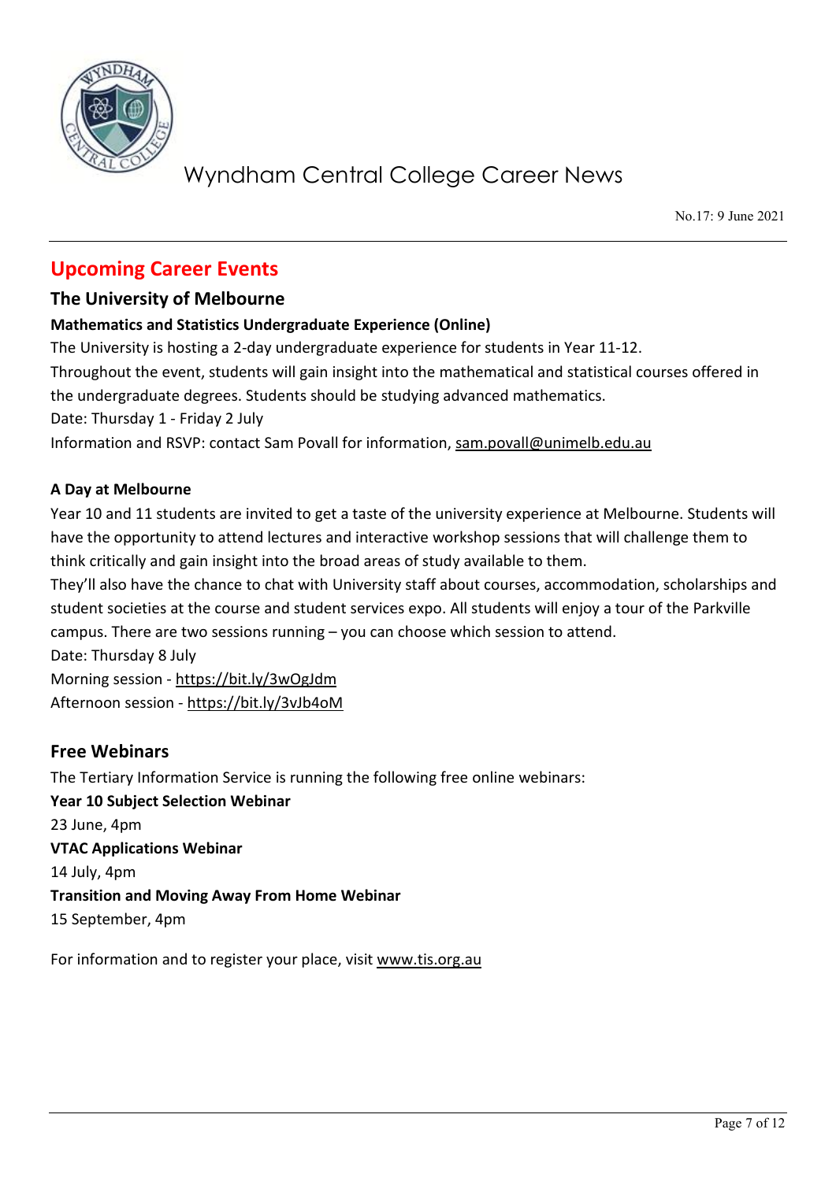## Upcoming Career Events

### The University of Melbourne

**Mathematics and Statistics Undergraduate Experience (Online)**

The University is hosting a 2-day undergraduate experience for students in Year 11-12.
Throughout the event, students will gain insight into the mathematical and statistical courses offered in the undergraduate degrees. Students should be studying advanced mathematics.
Date: Thursday 1 - Friday 2 July
Information and RSVP: contact Sam Povall for information, sam.povall@unimelb.edu.au

**A Day at Melbourne**

Year 10 and 11 students are invited to get a taste of the university experience at Melbourne. Students will have the opportunity to attend lectures and interactive workshop sessions that will challenge them to think critically and gain insight into the broad areas of study available to them.
They'll also have the chance to chat with University staff about courses, accommodation, scholarships and student societies at the course and student services expo. All students will enjoy a tour of the Parkville campus. There are two sessions running – you can choose which session to attend.
Date: Thursday 8 July
Morning session - https://bit.ly/3wOgJdm
Afternoon session - https://bit.ly/3vJb4oM

### Free Webinars

The Tertiary Information Service is running the following free online webinars:

**Year 10 Subject Selection Webinar**
23 June, 4pm

**VTAC Applications Webinar**
14 July, 4pm

**Transition and Moving Away From Home Webinar**
15 September, 4pm

For information and to register your place, visit www.tis.org.au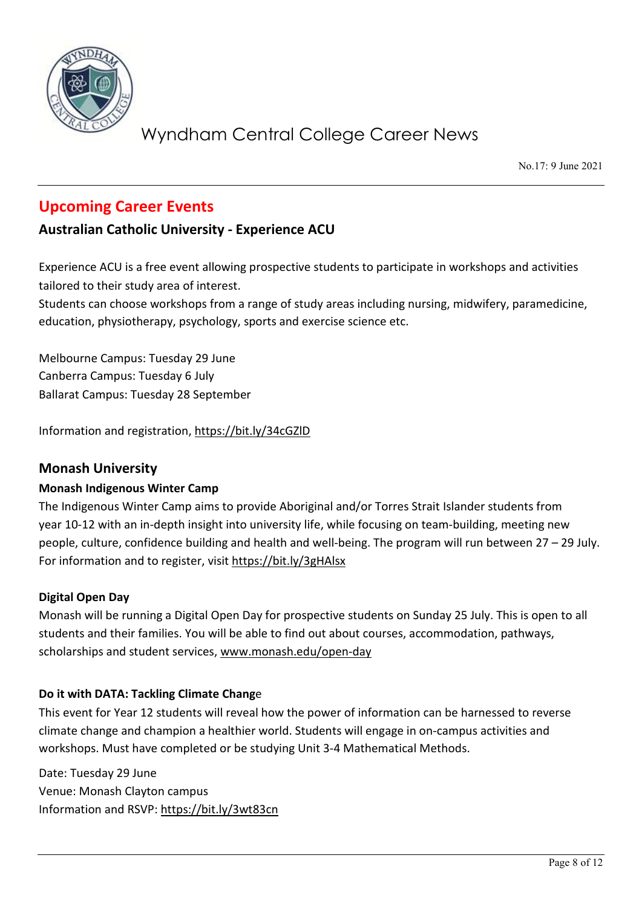## Upcoming Career Events

### Australian Catholic University - Experience ACU

Experience ACU is a free event allowing prospective students to participate in workshops and activities tailored to their study area of interest.
Students can choose workshops from a range of study areas including nursing, midwifery, paramedicine, education, physiotherapy, psychology, sports and exercise science etc.

Melbourne Campus: Tuesday 29 June
Canberra Campus: Tuesday 6 July
Ballarat Campus: Tuesday 28 September

Information and registration, https://bit.ly/34cGZlD

### Monash University

**Monash Indigenous Winter Camp**

The Indigenous Winter Camp aims to provide Aboriginal and/or Torres Strait Islander students from year 10-12 with an in-depth insight into university life, while focusing on team-building, meeting new people, culture, confidence building and health and well-being. The program will run between 27 – 29 July. For information and to register, visit https://bit.ly/3gHAlsx

**Digital Open Day**

Monash will be running a Digital Open Day for prospective students on Sunday 25 July. This is open to all students and their families. You will be able to find out about courses, accommodation, pathways, scholarships and student services, www.monash.edu/open-day

**Do it with DATA: Tackling Climate Change**

This event for Year 12 students will reveal how the power of information can be harnessed to reverse climate change and champion a healthier world. Students will engage in on-campus activities and workshops. Must have completed or be studying Unit 3-4 Mathematical Methods.

Date: Tuesday 29 June
Venue: Monash Clayton campus
Information and RSVP: https://bit.ly/3wt83cn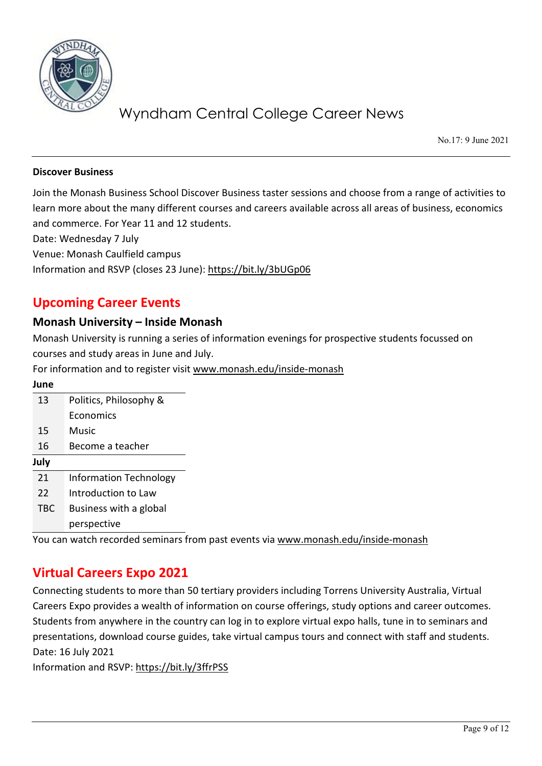**Discover Business**

Join the Monash Business School Discover Business taster sessions and choose from a range of activities to learn more about the many different courses and careers available across all areas of business, economics and commerce. For Year 11 and 12 students.

Date: Wednesday 7 July

Venue: Monash Caulfield campus

Information and RSVP (closes 23 June): https://bit.ly/3bUGp06

## Upcoming Career Events

### Monash University – Inside Monash

Monash University is running a series of information evenings for prospective students focussed on courses and study areas in June and July.

For information and to register visit www.monash.edu/inside-monash

| June | |
|---|---|
| 13 | Politics, Philosophy & Economics |
| 15 | Music |
| 16 | Become a teacher |
| **July** | |
| 21 | Information Technology |
| 22 | Introduction to Law |
| TBC | Business with a global perspective |

You can watch recorded seminars from past events via www.monash.edu/inside-monash

## Virtual Careers Expo 2021

Connecting students to more than 50 tertiary providers including Torrens University Australia, Virtual Careers Expo provides a wealth of information on course offerings, study options and career outcomes. Students from anywhere in the country can log in to explore virtual expo halls, tune in to seminars and presentations, download course guides, take virtual campus tours and connect with staff and students.

Date: 16 July 2021

Information and RSVP: https://bit.ly/3ffrPSS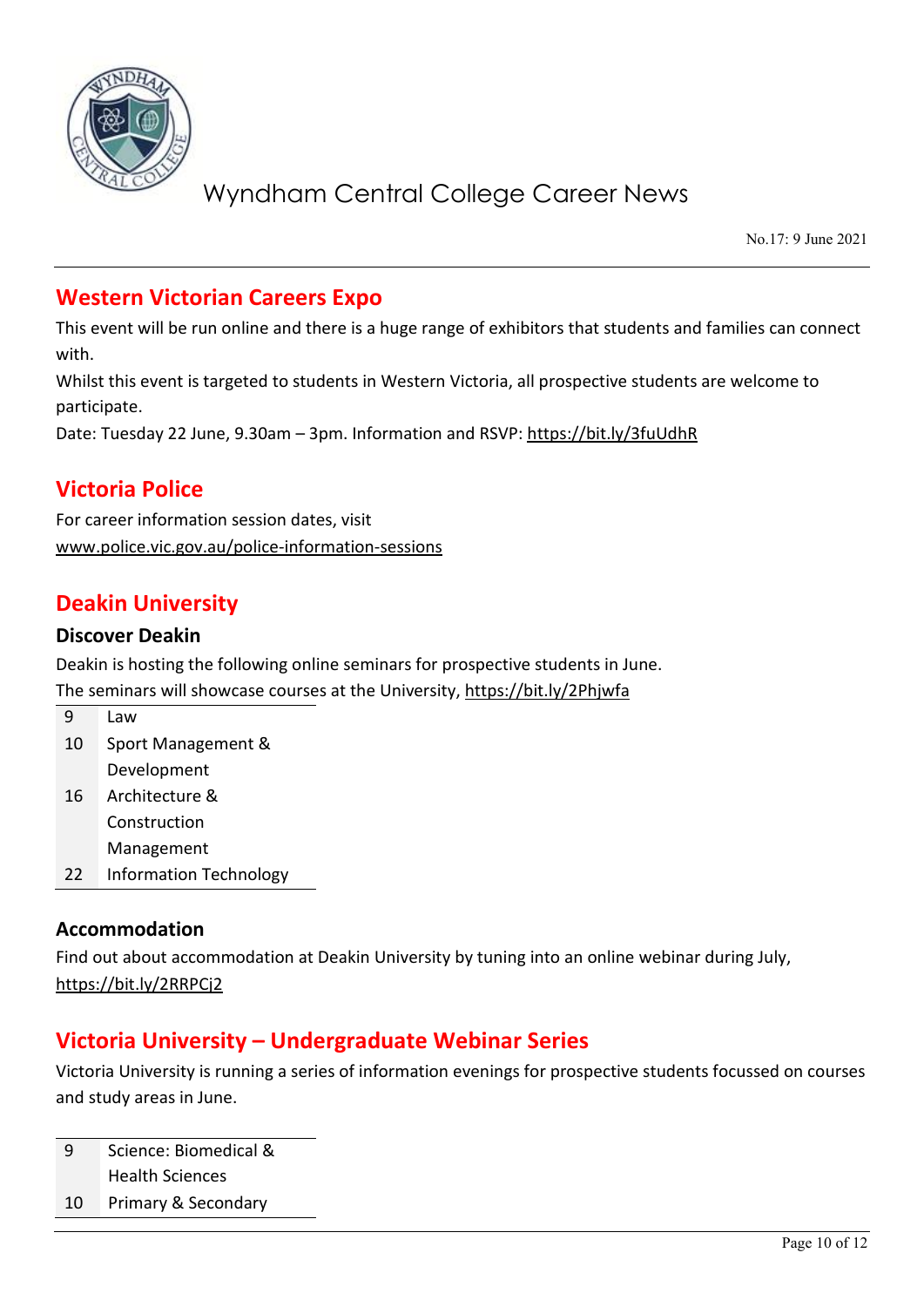Wyndham Central College Career News

No.17: 9 June 2021

## Western Victorian Careers Expo

This event will be run online and there is a huge range of exhibitors that students and families can connect with.

Whilst this event is targeted to students in Western Victoria, all prospective students are welcome to participate.

Date: Tuesday 22 June, 9.30am – 3pm. Information and RSVP: https://bit.ly/3fuUdhR

## Victoria Police

For career information session dates, visit www.police.vic.gov.au/police-information-sessions

## Deakin University

### Discover Deakin

Deakin is hosting the following online seminars for prospective students in June.

The seminars will showcase courses at the University, https://bit.ly/2Phjwfa

| | |
|---|---|
| 9 | Law |
| 10 | Sport Management & Development |
| 16 | Architecture & Construction Management |
| 22 | Information Technology |

### Accommodation

Find out about accommodation at Deakin University by tuning into an online webinar during July, https://bit.ly/2RRPCj2

## Victoria University – Undergraduate Webinar Series

Victoria University is running a series of information evenings for prospective students focussed on courses and study areas in June.

| | |
|---|---|
| 9 | Science: Biomedical & Health Sciences |
| 10 | Primary & Secondary |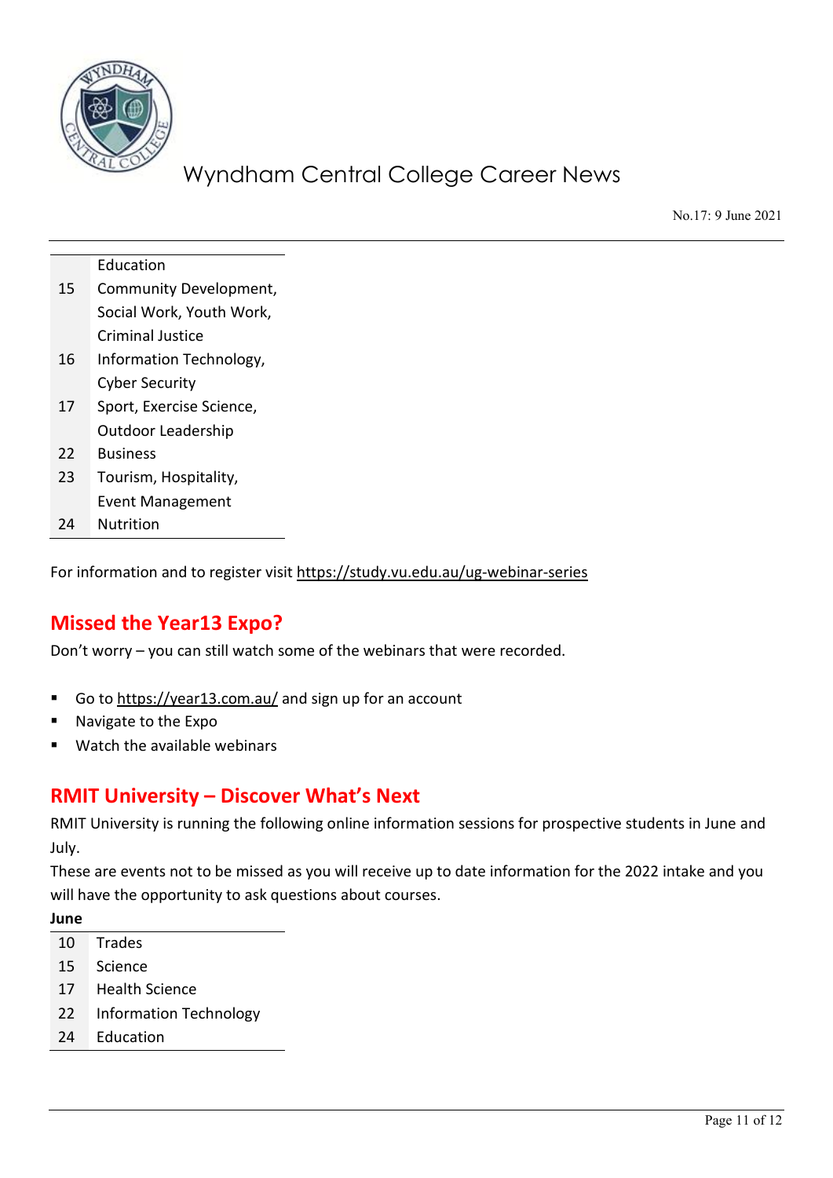|  |  |
|---|---|
|  | Education |
| 15 | Community Development, Social Work, Youth Work, Criminal Justice |
| 16 | Information Technology, Cyber Security |
| 17 | Sport, Exercise Science, Outdoor Leadership |
| 22 | Business |
| 23 | Tourism, Hospitality, Event Management |
| 24 | Nutrition |

For information and to register visit https://study.vu.edu.au/ug-webinar-series

## Missed the Year13 Expo?

Don't worry – you can still watch some of the webinars that were recorded.

- Go to https://year13.com.au/ and sign up for an account
- Navigate to the Expo
- Watch the available webinars

## RMIT University – Discover What's Next

RMIT University is running the following online information sessions for prospective students in June and July.

These are events not to be missed as you will receive up to date information for the 2022 intake and you will have the opportunity to ask questions about courses.

**June**

|  |  |
|---|---|
| 10 | Trades |
| 15 | Science |
| 17 | Health Science |
| 22 | Information Technology |
| 24 | Education |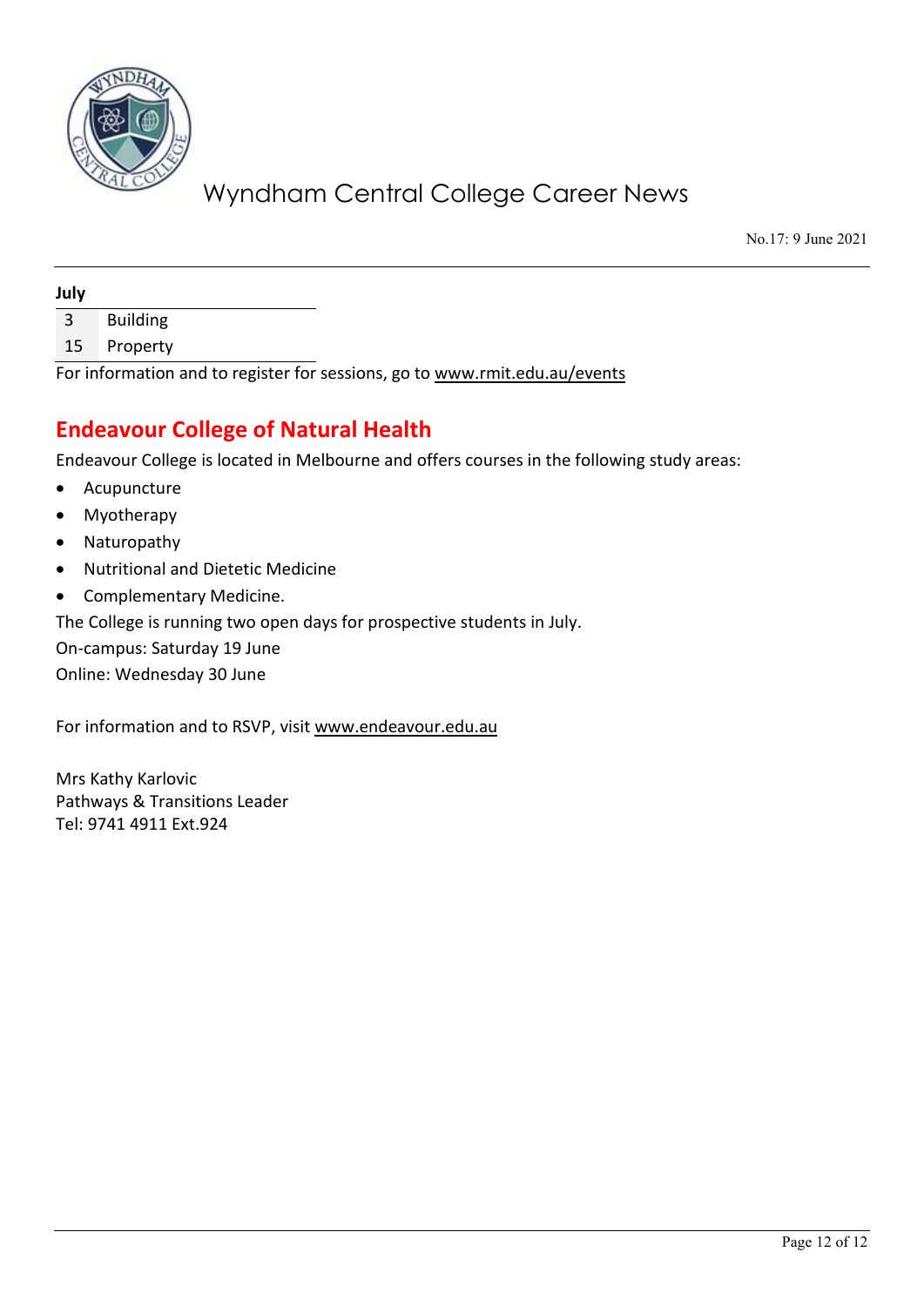**July**

| | |
|---|---|
| 3 | Building |
| 15 | Property |

For information and to register for sessions, go to www.rmit.edu.au/events

## Endeavour College of Natural Health

Endeavour College is located in Melbourne and offers courses in the following study areas:

- Acupuncture
- Myotherapy
- Naturopathy
- Nutritional and Dietetic Medicine
- Complementary Medicine.

The College is running two open days for prospective students in July.

On-campus: Saturday 19 June

Online: Wednesday 30 June

For information and to RSVP, visit www.endeavour.edu.au

Mrs Kathy Karlovic
Pathways & Transitions Leader
Tel: 9741 4911 Ext.924